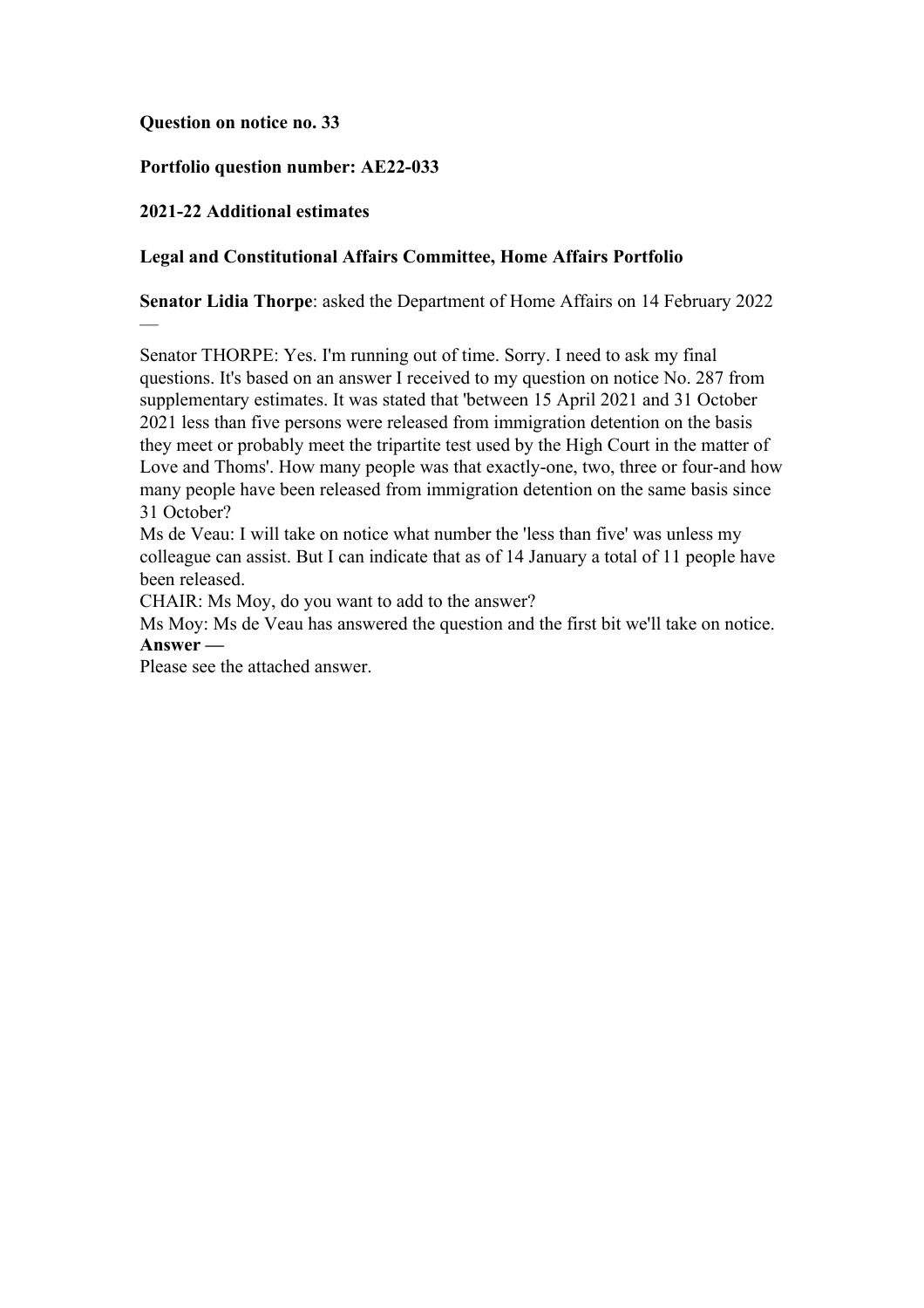**Question on notice no. 33**

**Portfolio question number: AE22-033**

**2021-22 Additional estimates**

**Legal and Constitutional Affairs Committee, Home Affairs Portfolio**

**Senator Lidia Thorpe**: asked the Department of Home Affairs on 14 February 2022 —

Senator THORPE: Yes. I'm running out of time. Sorry. I need to ask my final questions. It's based on an answer I received to my question on notice No. 287 from supplementary estimates. It was stated that 'between 15 April 2021 and 31 October 2021 less than five persons were released from immigration detention on the basis they meet or probably meet the tripartite test used by the High Court in the matter of Love and Thoms'. How many people was that exactly-one, two, three or four-and how many people have been released from immigration detention on the same basis since 31 October?

Ms de Veau: I will take on notice what number the 'less than five' was unless my colleague can assist. But I can indicate that as of 14 January a total of 11 people have been released.

CHAIR: Ms Moy, do you want to add to the answer?

Ms Moy: Ms de Veau has answered the question and the first bit we'll take on notice.

**Answer —**

Please see the attached answer.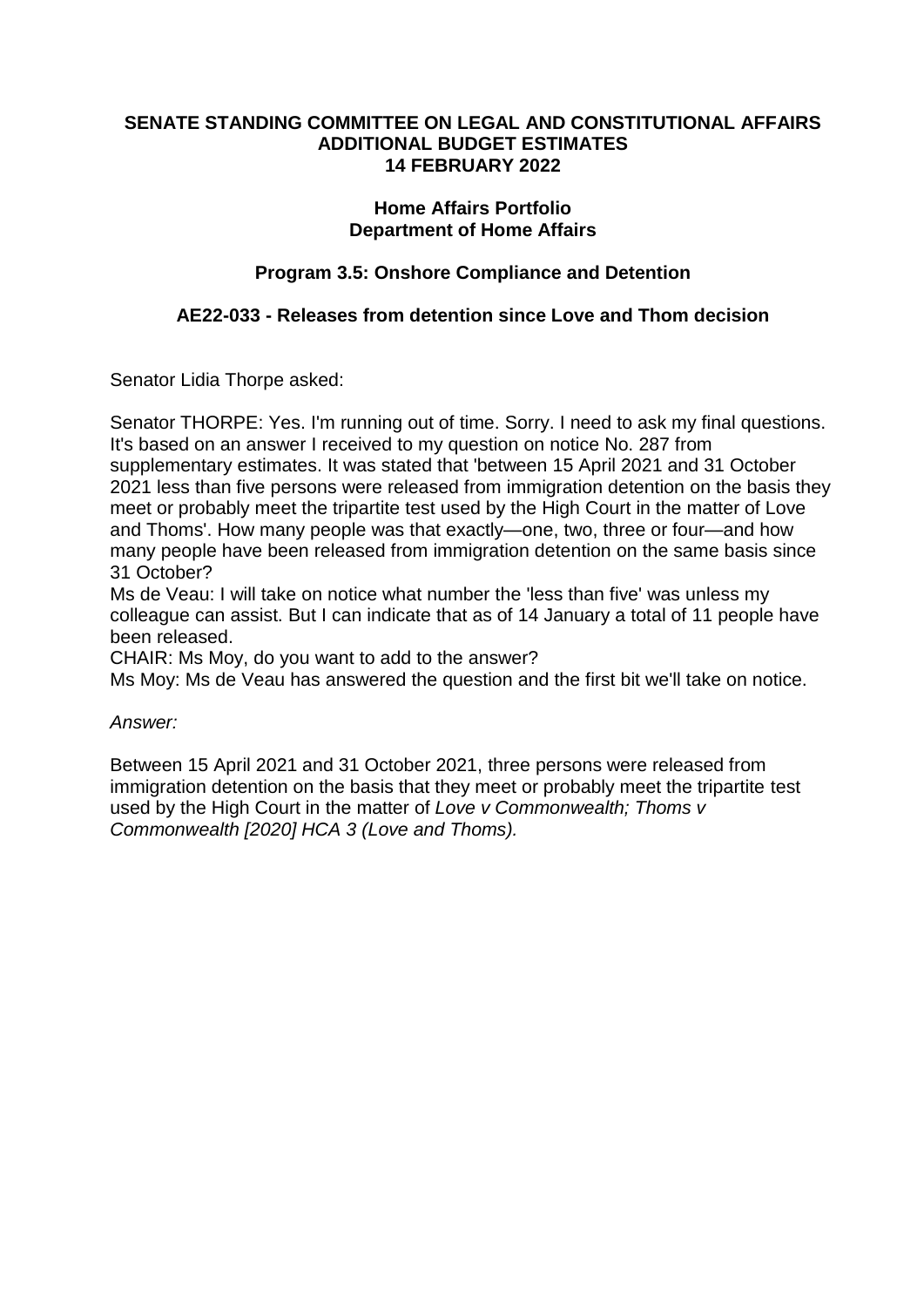**SENATE STANDING COMMITTEE ON LEGAL AND CONSTITUTIONAL AFFAIRS**
**ADDITIONAL BUDGET ESTIMATES**
**14 FEBRUARY 2022**

**Home Affairs Portfolio**
**Department of Home Affairs**

**Program 3.5: Onshore Compliance and Detention**

**AE22-033 - Releases from detention since Love and Thom decision**

Senator Lidia Thorpe asked:

Senator THORPE: Yes. I'm running out of time. Sorry. I need to ask my final questions. It's based on an answer I received to my question on notice No. 287 from supplementary estimates. It was stated that 'between 15 April 2021 and 31 October 2021 less than five persons were released from immigration detention on the basis they meet or probably meet the tripartite test used by the High Court in the matter of Love and Thoms'. How many people was that exactly—one, two, three or four—and how many people have been released from immigration detention on the same basis since 31 October?
Ms de Veau: I will take on notice what number the 'less than five' was unless my colleague can assist. But I can indicate that as of 14 January a total of 11 people have been released.
CHAIR: Ms Moy, do you want to add to the answer?
Ms Moy: Ms de Veau has answered the question and the first bit we'll take on notice.

*Answer:*

Between 15 April 2021 and 31 October 2021, three persons were released from immigration detention on the basis that they meet or probably meet the tripartite test used by the High Court in the matter of *Love v Commonwealth; Thoms v Commonwealth [2020] HCA 3 (Love and Thoms).*